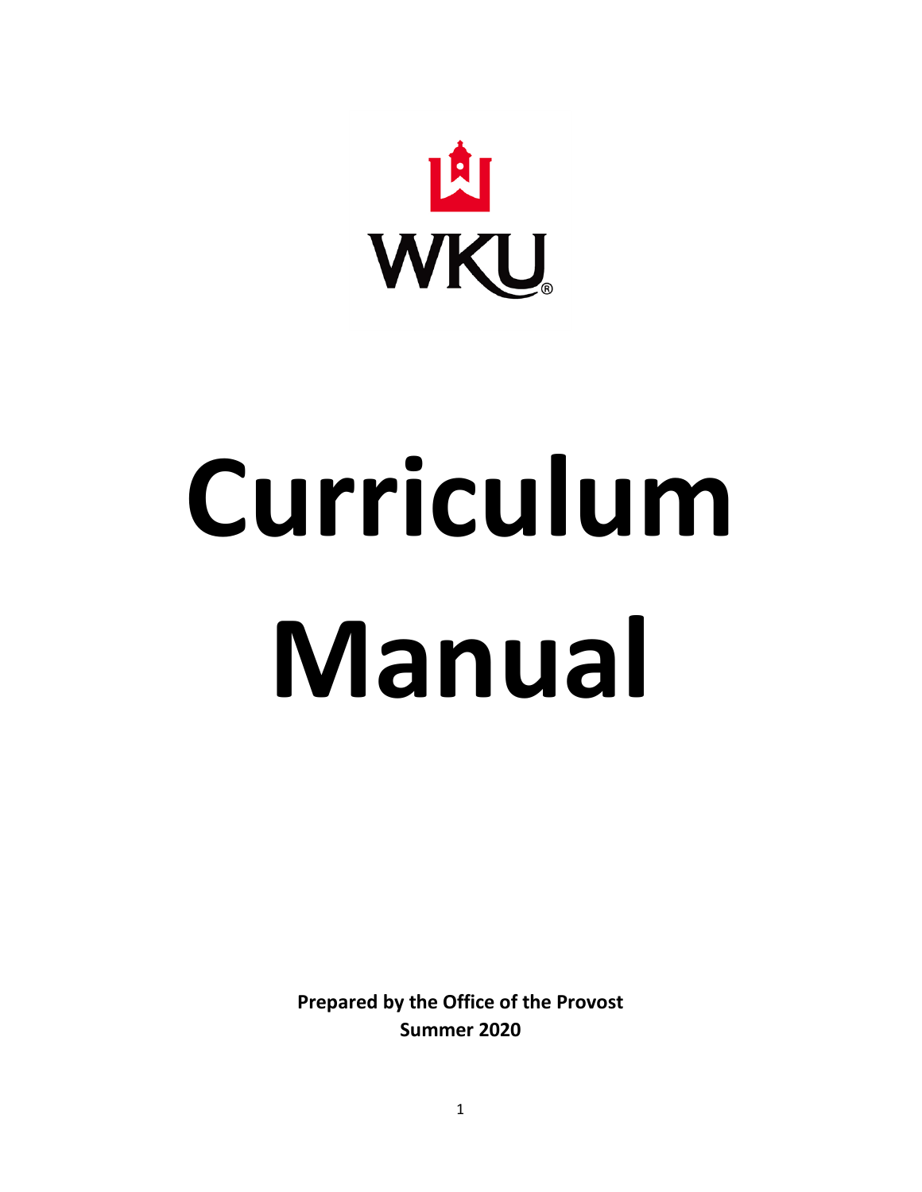WKU

# Curriculum Manual

**Prepared by the Office of the Provost**
**Summer 2020**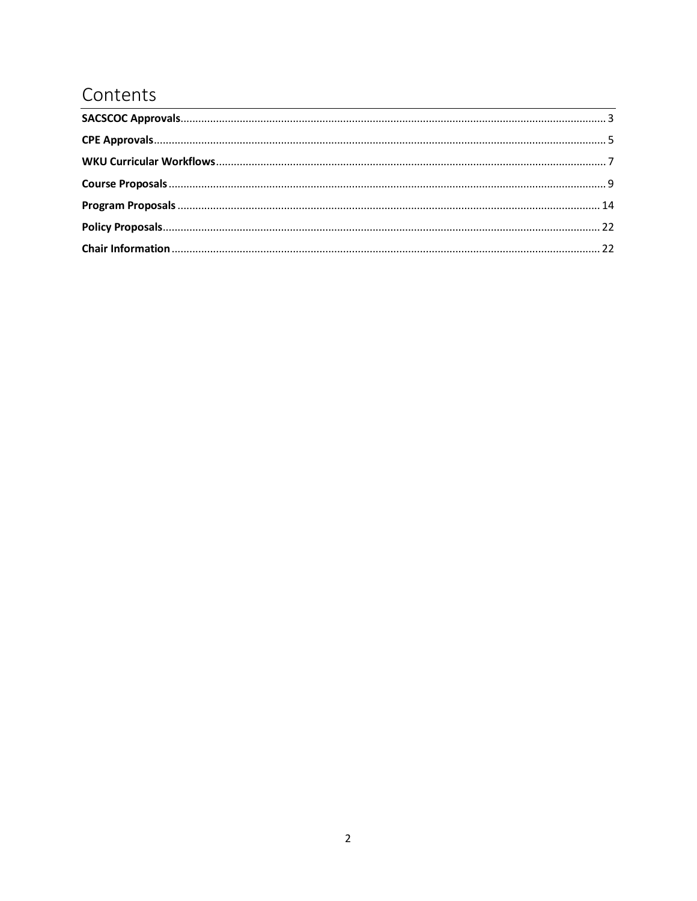# Contents

**SACSCOC Approvals** .......... 3
**CPE Approvals** .......... 5
**WKU Curricular Workflows** .......... 7
**Course Proposals** .......... 9
**Program Proposals** .......... 14
**Policy Proposals** .......... 22
**Chair Information** .......... 22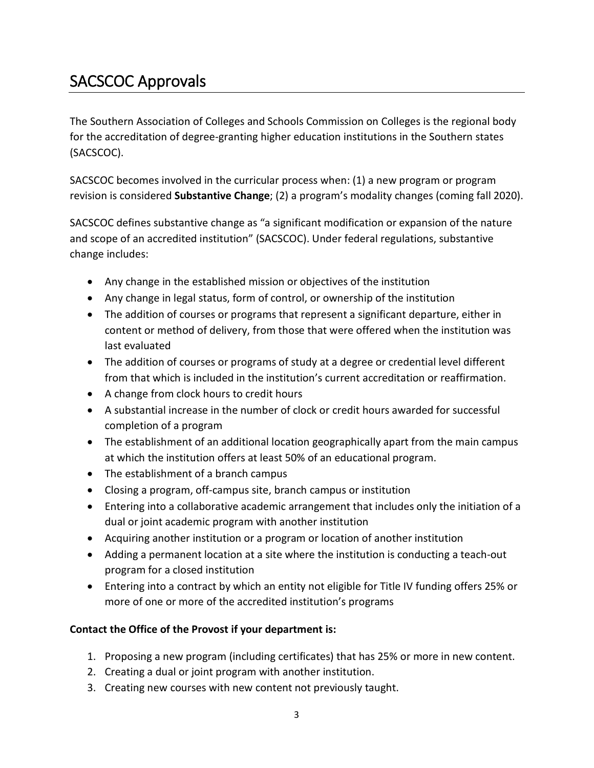# SACSCOC Approvals

The Southern Association of Colleges and Schools Commission on Colleges is the regional body for the accreditation of degree-granting higher education institutions in the Southern states (SACSCOC).

SACSCOC becomes involved in the curricular process when: (1) a new program or program revision is considered **Substantive Change**; (2) a program's modality changes (coming fall 2020).

SACSCOC defines substantive change as "a significant modification or expansion of the nature and scope of an accredited institution" (SACSCOC). Under federal regulations, substantive change includes:

- Any change in the established mission or objectives of the institution
- Any change in legal status, form of control, or ownership of the institution
- The addition of courses or programs that represent a significant departure, either in content or method of delivery, from those that were offered when the institution was last evaluated
- The addition of courses or programs of study at a degree or credential level different from that which is included in the institution's current accreditation or reaffirmation.
- A change from clock hours to credit hours
- A substantial increase in the number of clock or credit hours awarded for successful completion of a program
- The establishment of an additional location geographically apart from the main campus at which the institution offers at least 50% of an educational program.
- The establishment of a branch campus
- Closing a program, off-campus site, branch campus or institution
- Entering into a collaborative academic arrangement that includes only the initiation of a dual or joint academic program with another institution
- Acquiring another institution or a program or location of another institution
- Adding a permanent location at a site where the institution is conducting a teach-out program for a closed institution
- Entering into a contract by which an entity not eligible for Title IV funding offers 25% or more of one or more of the accredited institution's programs

**Contact the Office of the Provost if your department is:**

1. Proposing a new program (including certificates) that has 25% or more in new content.
2. Creating a dual or joint program with another institution.
3. Creating new courses with new content not previously taught.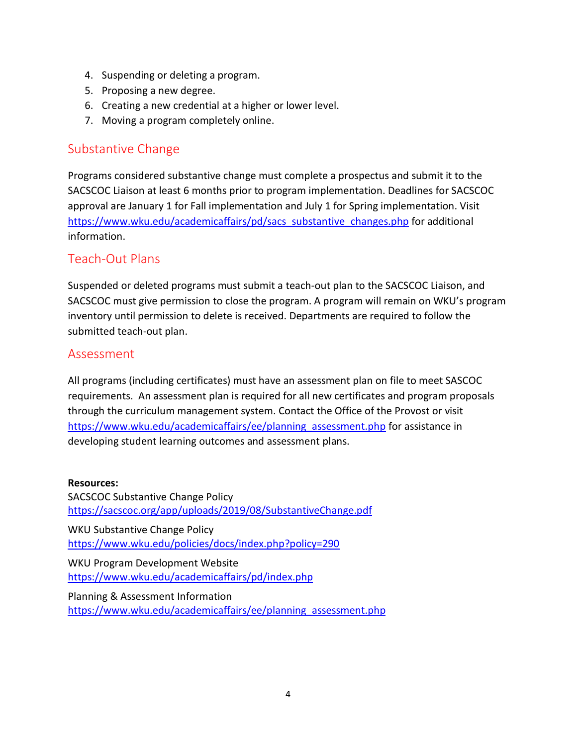4. Suspending or deleting a program.
5. Proposing a new degree.
6. Creating a new credential at a higher or lower level.
7. Moving a program completely online.

## Substantive Change

Programs considered substantive change must complete a prospectus and submit it to the SACSCOC Liaison at least 6 months prior to program implementation. Deadlines for SACSCOC approval are January 1 for Fall implementation and July 1 for Spring implementation. Visit https://www.wku.edu/academicaffairs/pd/sacs_substantive_changes.php for additional information.

## Teach-Out Plans

Suspended or deleted programs must submit a teach-out plan to the SACSCOC Liaison, and SACSCOC must give permission to close the program. A program will remain on WKU's program inventory until permission to delete is received. Departments are required to follow the submitted teach-out plan.

## Assessment

All programs (including certificates) must have an assessment plan on file to meet SASCOC requirements. An assessment plan is required for all new certificates and program proposals through the curriculum management system. Contact the Office of the Provost or visit https://www.wku.edu/academicaffairs/ee/planning_assessment.php for assistance in developing student learning outcomes and assessment plans.

**Resources:**

SACSCOC Substantive Change Policy
https://sacscoc.org/app/uploads/2019/08/SubstantiveChange.pdf

WKU Substantive Change Policy
https://www.wku.edu/policies/docs/index.php?policy=290

WKU Program Development Website
https://www.wku.edu/academicaffairs/pd/index.php

Planning & Assessment Information
https://www.wku.edu/academicaffairs/ee/planning_assessment.php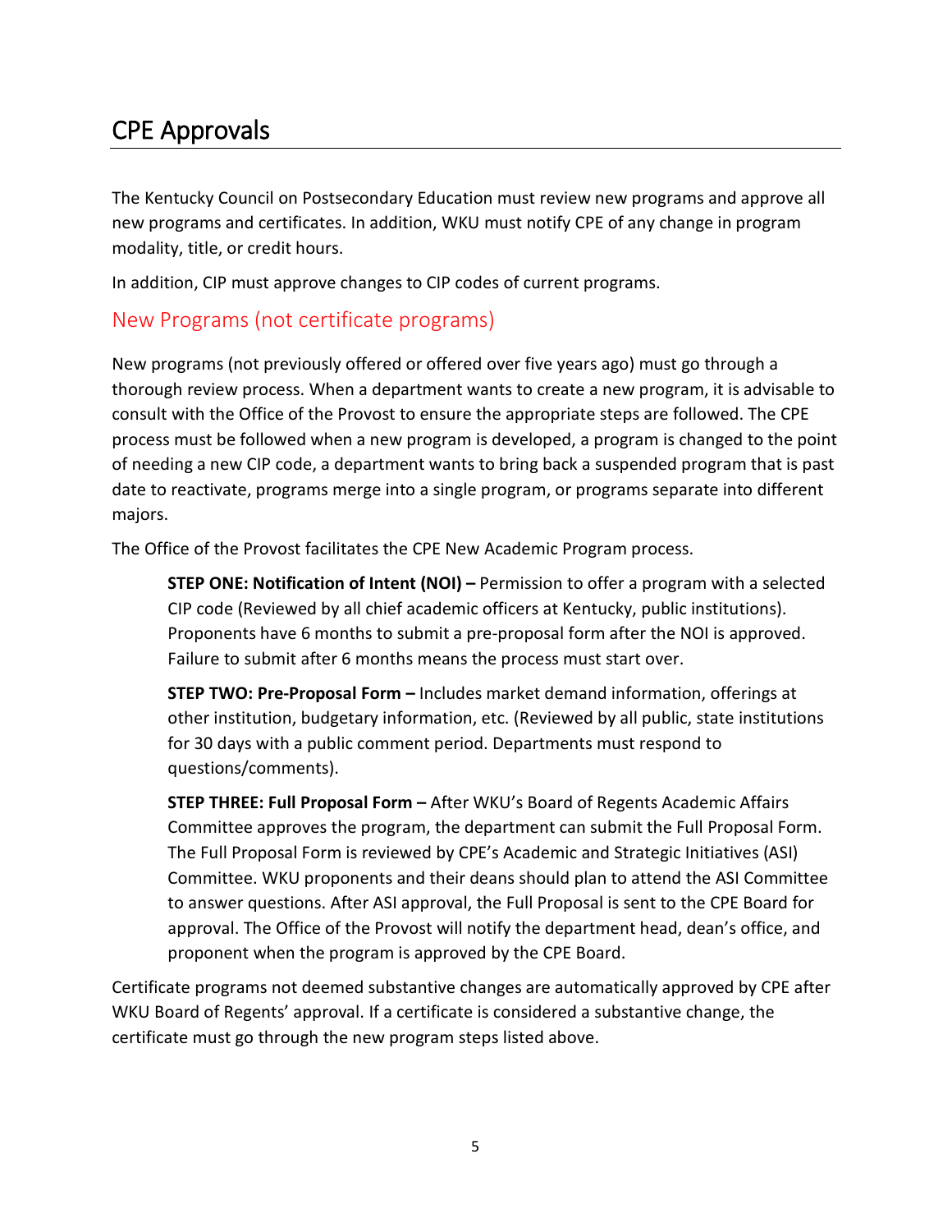# CPE Approvals

The Kentucky Council on Postsecondary Education must review new programs and approve all new programs and certificates. In addition, WKU must notify CPE of any change in program modality, title, or credit hours.

In addition, CIP must approve changes to CIP codes of current programs.

## New Programs (not certificate programs)

New programs (not previously offered or offered over five years ago) must go through a thorough review process. When a department wants to create a new program, it is advisable to consult with the Office of the Provost to ensure the appropriate steps are followed. The CPE process must be followed when a new program is developed, a program is changed to the point of needing a new CIP code, a department wants to bring back a suspended program that is past date to reactivate, programs merge into a single program, or programs separate into different majors.

The Office of the Provost facilitates the CPE New Academic Program process.

> **STEP ONE: Notification of Intent (NOI) –** Permission to offer a program with a selected CIP code (Reviewed by all chief academic officers at Kentucky, public institutions). Proponents have 6 months to submit a pre-proposal form after the NOI is approved. Failure to submit after 6 months means the process must start over.
>
> **STEP TWO: Pre-Proposal Form –** Includes market demand information, offerings at other institution, budgetary information, etc. (Reviewed by all public, state institutions for 30 days with a public comment period. Departments must respond to questions/comments).
>
> **STEP THREE: Full Proposal Form –** After WKU's Board of Regents Academic Affairs Committee approves the program, the department can submit the Full Proposal Form. The Full Proposal Form is reviewed by CPE's Academic and Strategic Initiatives (ASI) Committee. WKU proponents and their deans should plan to attend the ASI Committee to answer questions. After ASI approval, the Full Proposal is sent to the CPE Board for approval. The Office of the Provost will notify the department head, dean's office, and proponent when the program is approved by the CPE Board.

Certificate programs not deemed substantive changes are automatically approved by CPE after WKU Board of Regents' approval. If a certificate is considered a substantive change, the certificate must go through the new program steps listed above.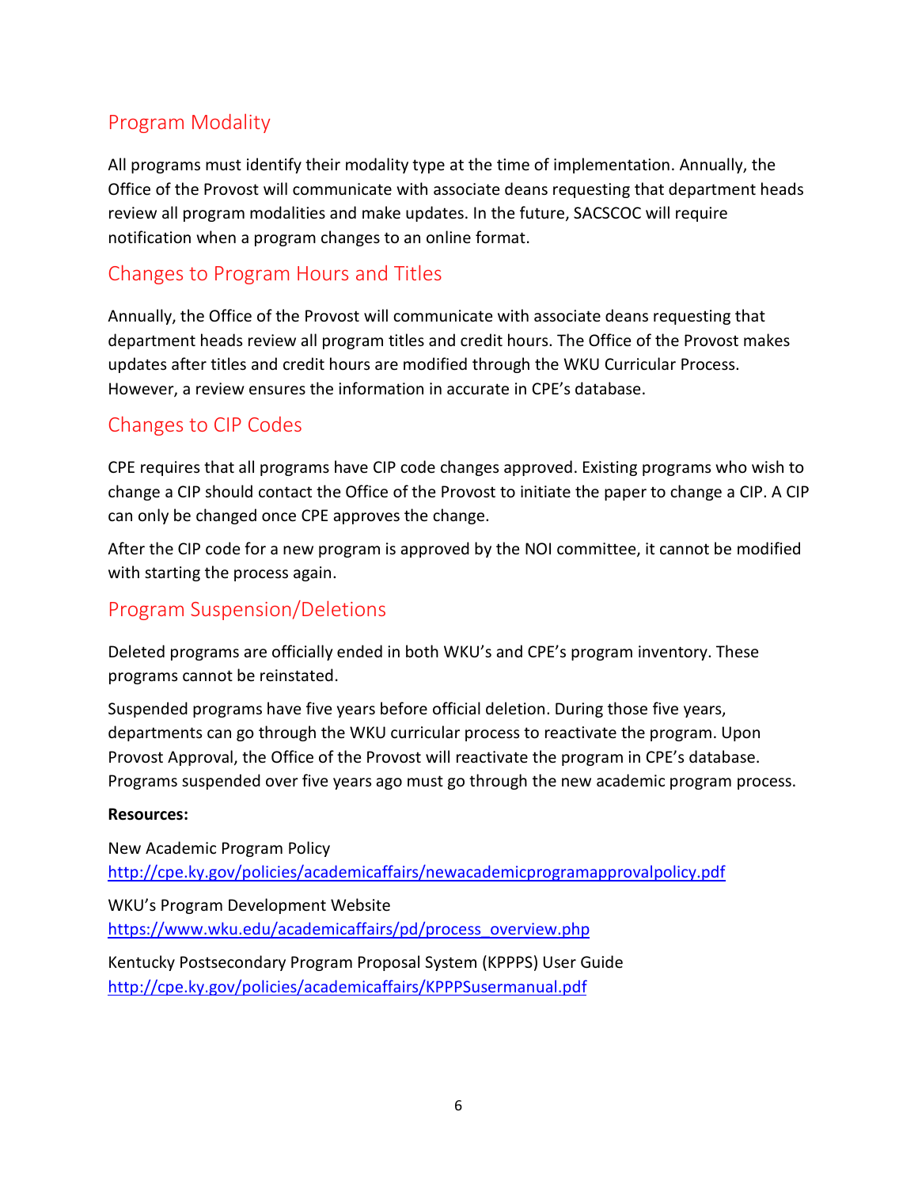## Program Modality

All programs must identify their modality type at the time of implementation. Annually, the Office of the Provost will communicate with associate deans requesting that department heads review all program modalities and make updates. In the future, SACSCOC will require notification when a program changes to an online format.

## Changes to Program Hours and Titles

Annually, the Office of the Provost will communicate with associate deans requesting that department heads review all program titles and credit hours. The Office of the Provost makes updates after titles and credit hours are modified through the WKU Curricular Process. However, a review ensures the information in accurate in CPE's database.

## Changes to CIP Codes

CPE requires that all programs have CIP code changes approved. Existing programs who wish to change a CIP should contact the Office of the Provost to initiate the paper to change a CIP. A CIP can only be changed once CPE approves the change.

After the CIP code for a new program is approved by the NOI committee, it cannot be modified with starting the process again.

## Program Suspension/Deletions

Deleted programs are officially ended in both WKU's and CPE's program inventory. These programs cannot be reinstated.

Suspended programs have five years before official deletion. During those five years, departments can go through the WKU curricular process to reactivate the program. Upon Provost Approval, the Office of the Provost will reactivate the program in CPE's database. Programs suspended over five years ago must go through the new academic program process.

**Resources:**

New Academic Program Policy
http://cpe.ky.gov/policies/academicaffairs/newacademicprogramapprovalpolicy.pdf

WKU's Program Development Website
https://www.wku.edu/academicaffairs/pd/process_overview.php

Kentucky Postsecondary Program Proposal System (KPPPS) User Guide
http://cpe.ky.gov/policies/academicaffairs/KPPPSusermanual.pdf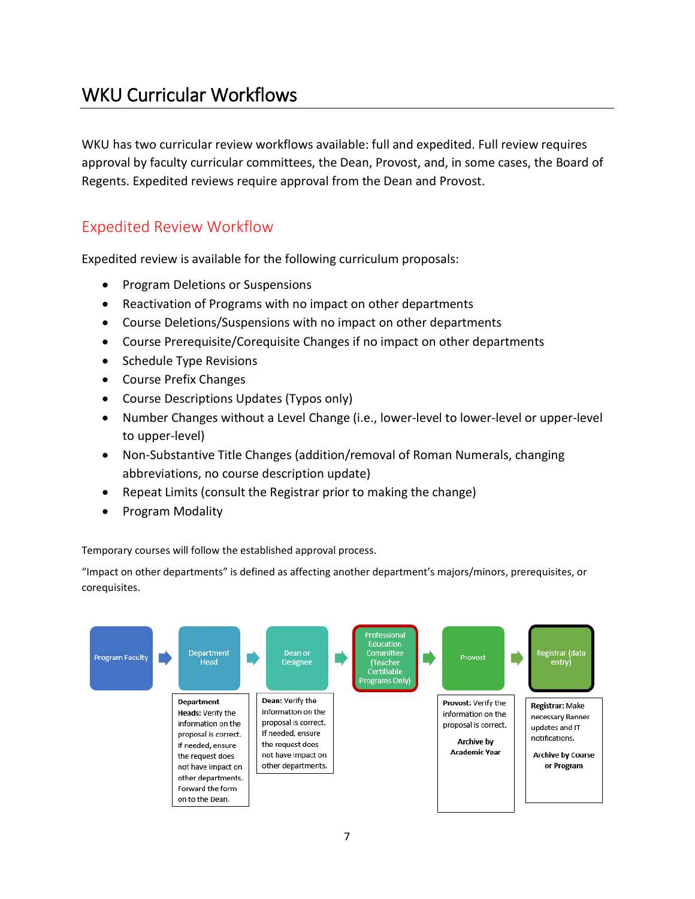# WKU Curricular Workflows

WKU has two curricular review workflows available: full and expedited. Full review requires approval by faculty curricular committees, the Dean, Provost, and, in some cases, the Board of Regents. Expedited reviews require approval from the Dean and Provost.

## Expedited Review Workflow

Expedited review is available for the following curriculum proposals:

- Program Deletions or Suspensions
- Reactivation of Programs with no impact on other departments
- Course Deletions/Suspensions with no impact on other departments
- Course Prerequisite/Corequisite Changes if no impact on other departments
- Schedule Type Revisions
- Course Prefix Changes
- Course Descriptions Updates (Typos only)
- Number Changes without a Level Change (i.e., lower-level to lower-level or upper-level to upper-level)
- Non-Substantive Title Changes (addition/removal of Roman Numerals, changing abbreviations, no course description update)
- Repeat Limits (consult the Registrar prior to making the change)
- Program Modality

Temporary courses will follow the established approval process.

"Impact on other departments" is defined as affecting another department's majors/minors, prerequisites, or corequisites.

Program Faculty → Department Head → Dean or Designee → Professional Education Committee (Teacher Certifiable Programs Only) → Provost → Registrar (data entry)

**Department Heads:** Verify the information on the proposal is correct. If needed, ensure the request does not have impact on other departments. Forward the form on to the Dean.

**Dean:** Verify the information on the proposal is correct. If needed, ensure the request does not have impact on other departments.

**Provost:** Verify the information on the proposal is correct.

**Archive by Academic Year**

**Registrar:** Make necessary Banner updates and IT notifications.

**Archive by Course or Program**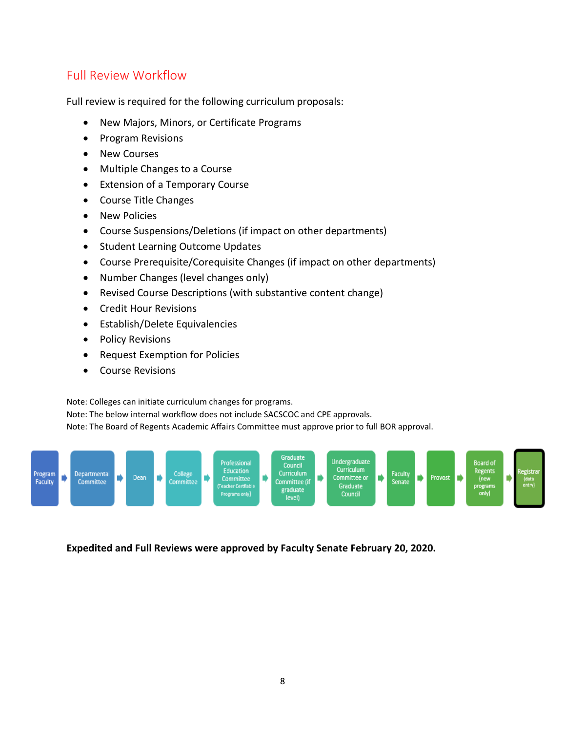## Full Review Workflow

Full review is required for the following curriculum proposals:

- New Majors, Minors, or Certificate Programs
- Program Revisions
- New Courses
- Multiple Changes to a Course
- Extension of a Temporary Course
- Course Title Changes
- New Policies
- Course Suspensions/Deletions (if impact on other departments)
- Student Learning Outcome Updates
- Course Prerequisite/Corequisite Changes (if impact on other departments)
- Number Changes (level changes only)
- Revised Course Descriptions (with substantive content change)
- Credit Hour Revisions
- Establish/Delete Equivalencies
- Policy Revisions
- Request Exemption for Policies
- Course Revisions

Note: Colleges can initiate curriculum changes for programs.
Note: The below internal workflow does not include SACSCOC and CPE approvals.
Note: The Board of Regents Academic Affairs Committee must approve prior to full BOR approval.

Program Faculty → Departmental Committee → Dean → College Committee → Professional Education Committee (Teacher Certifiable Programs only) → Graduate Council Curriculum Committee (if graduate level) → Undergraduate Curriculum Committee or Graduate Council → Faculty Senate → Provost → Board of Regents (new programs only) → Registrar (data entry)

**Expedited and Full Reviews were approved by Faculty Senate February 20, 2020.**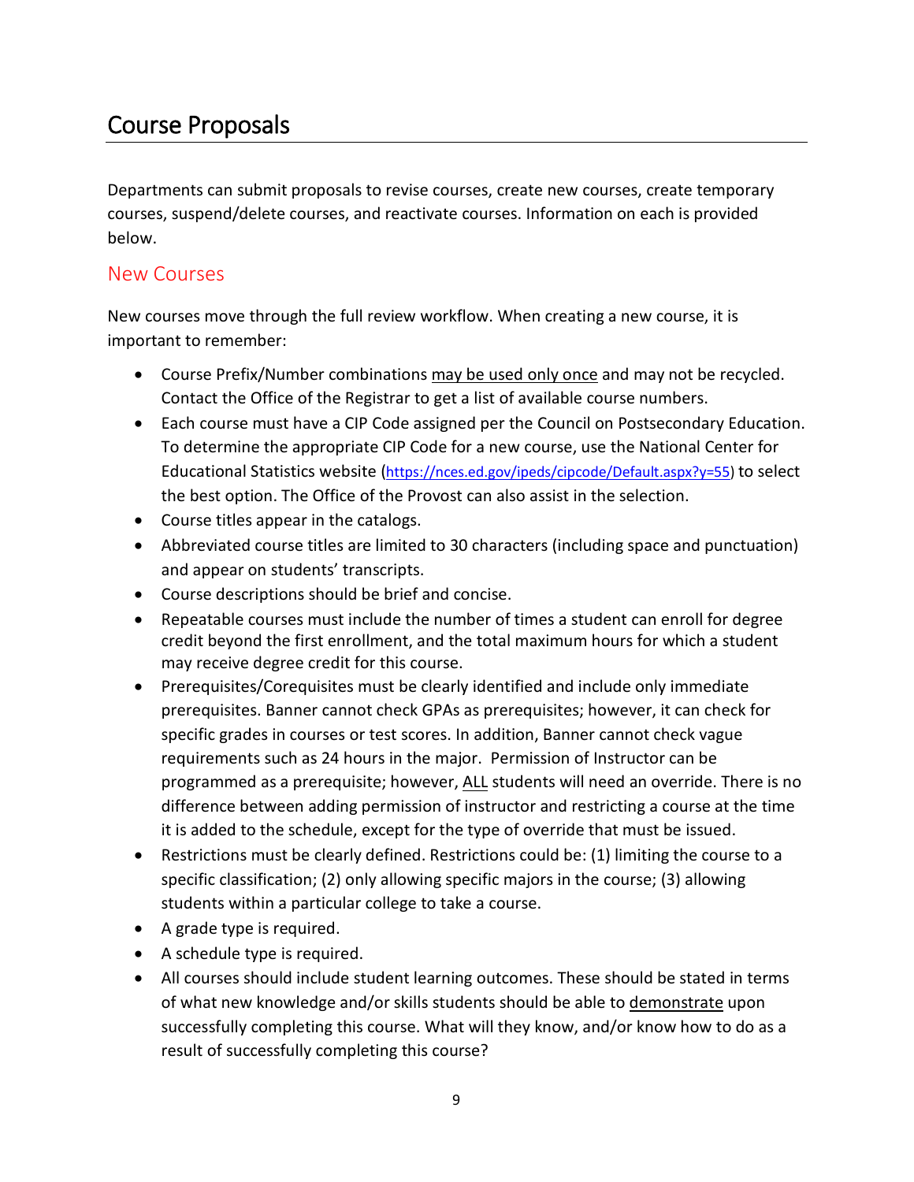# Course Proposals

Departments can submit proposals to revise courses, create new courses, create temporary courses, suspend/delete courses, and reactivate courses. Information on each is provided below.

## New Courses

New courses move through the full review workflow. When creating a new course, it is important to remember:

- Course Prefix/Number combinations may be used only once and may not be recycled. Contact the Office of the Registrar to get a list of available course numbers.
- Each course must have a CIP Code assigned per the Council on Postsecondary Education. To determine the appropriate CIP Code for a new course, use the National Center for Educational Statistics website (https://nces.ed.gov/ipeds/cipcode/Default.aspx?y=55) to select the best option. The Office of the Provost can also assist in the selection.
- Course titles appear in the catalogs.
- Abbreviated course titles are limited to 30 characters (including space and punctuation) and appear on students' transcripts.
- Course descriptions should be brief and concise.
- Repeatable courses must include the number of times a student can enroll for degree credit beyond the first enrollment, and the total maximum hours for which a student may receive degree credit for this course.
- Prerequisites/Corequisites must be clearly identified and include only immediate prerequisites. Banner cannot check GPAs as prerequisites; however, it can check for specific grades in courses or test scores. In addition, Banner cannot check vague requirements such as 24 hours in the major. Permission of Instructor can be programmed as a prerequisite; however, ALL students will need an override. There is no difference between adding permission of instructor and restricting a course at the time it is added to the schedule, except for the type of override that must be issued.
- Restrictions must be clearly defined. Restrictions could be: (1) limiting the course to a specific classification; (2) only allowing specific majors in the course; (3) allowing students within a particular college to take a course.
- A grade type is required.
- A schedule type is required.
- All courses should include student learning outcomes. These should be stated in terms of what new knowledge and/or skills students should be able to demonstrate upon successfully completing this course. What will they know, and/or know how to do as a result of successfully completing this course?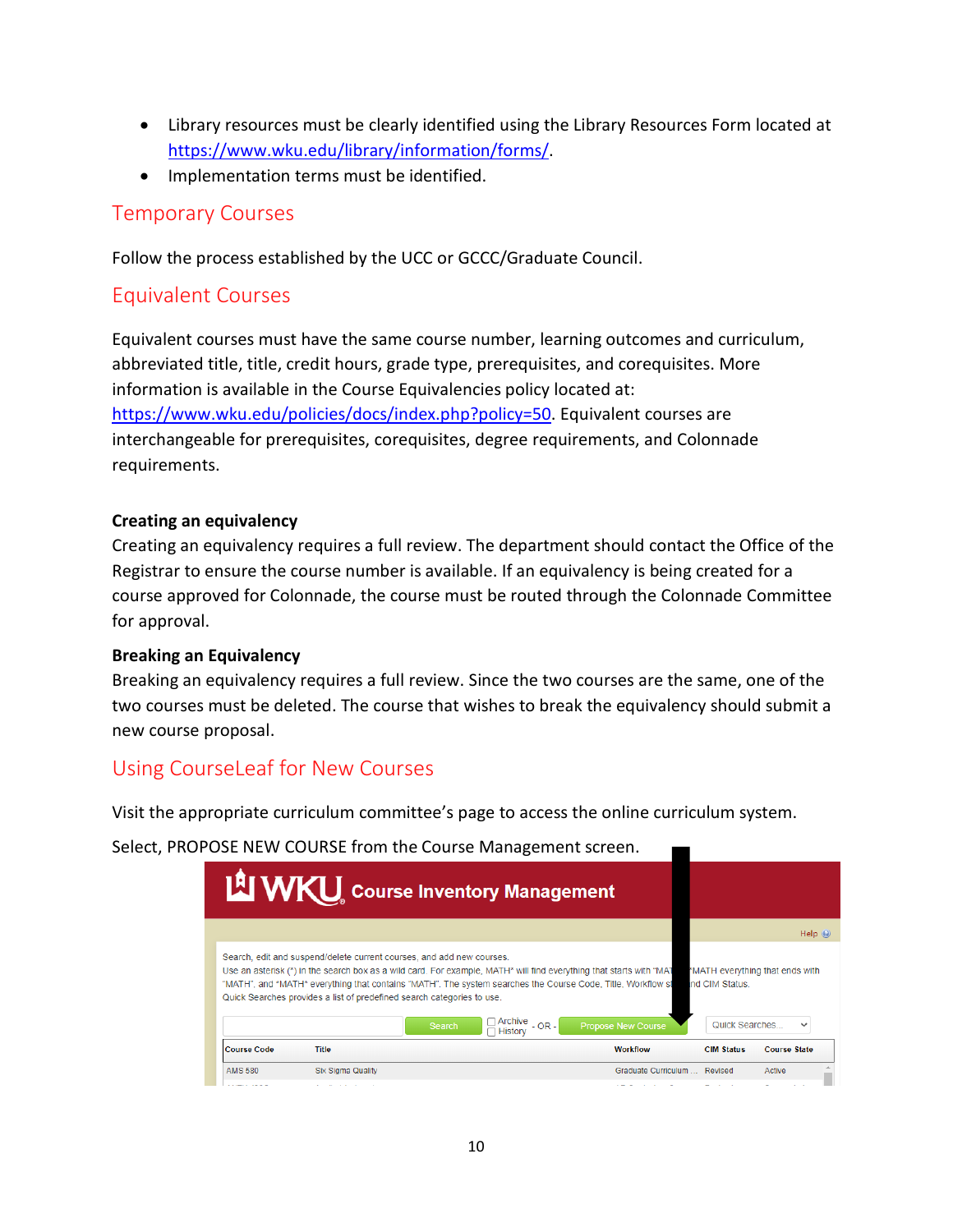- Library resources must be clearly identified using the Library Resources Form located at https://www.wku.edu/library/information/forms/.
- Implementation terms must be identified.

## Temporary Courses

Follow the process established by the UCC or GCCC/Graduate Council.

## Equivalent Courses

Equivalent courses must have the same course number, learning outcomes and curriculum, abbreviated title, title, credit hours, grade type, prerequisites, and corequisites. More information is available in the Course Equivalencies policy located at: https://www.wku.edu/policies/docs/index.php?policy=50. Equivalent courses are interchangeable for prerequisites, corequisites, degree requirements, and Colonnade requirements.

**Creating an equivalency**

Creating an equivalency requires a full review. The department should contact the Office of the Registrar to ensure the course number is available. If an equivalency is being created for a course approved for Colonnade, the course must be routed through the Colonnade Committee for approval.

**Breaking an Equivalency**

Breaking an equivalency requires a full review. Since the two courses are the same, one of the two courses must be deleted. The course that wishes to break the equivalency should submit a new course proposal.

## Using CourseLeaf for New Courses

Visit the appropriate curriculum committee's page to access the online curriculum system.

Select, PROPOSE NEW COURSE from the Course Management screen.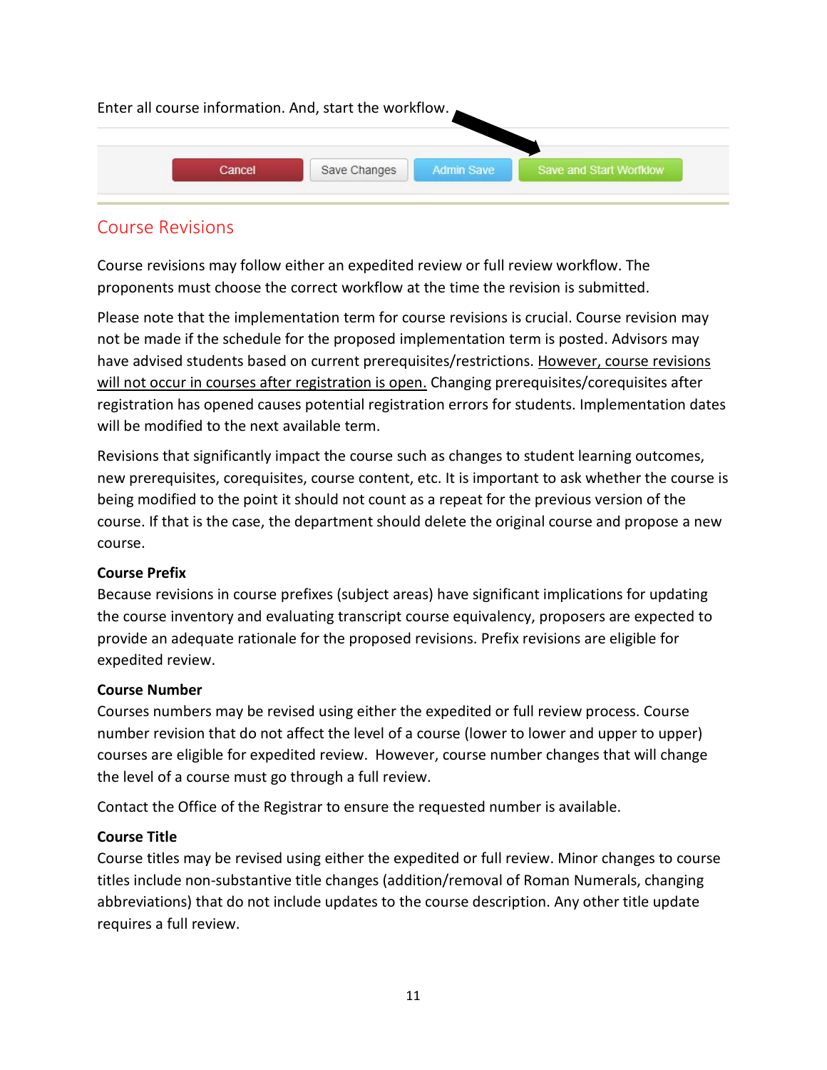Enter all course information. And, start the workflow.

Cancel | Save Changes | Admin Save | Save and Start Workflow

## Course Revisions

Course revisions may follow either an expedited review or full review workflow. The proponents must choose the correct workflow at the time the revision is submitted.

Please note that the implementation term for course revisions is crucial. Course revision may not be made if the schedule for the proposed implementation term is posted. Advisors may have advised students based on current prerequisites/restrictions. <u>However, course revisions will not occur in courses after registration is open.</u> Changing prerequisites/corequisites after registration has opened causes potential registration errors for students. Implementation dates will be modified to the next available term.

Revisions that significantly impact the course such as changes to student learning outcomes, new prerequisites, corequisites, course content, etc. It is important to ask whether the course is being modified to the point it should not count as a repeat for the previous version of the course. If that is the case, the department should delete the original course and propose a new course.

**Course Prefix**
Because revisions in course prefixes (subject areas) have significant implications for updating the course inventory and evaluating transcript course equivalency, proposers are expected to provide an adequate rationale for the proposed revisions. Prefix revisions are eligible for expedited review.

**Course Number**
Courses numbers may be revised using either the expedited or full review process. Course number revision that do not affect the level of a course (lower to lower and upper to upper) courses are eligible for expedited review. However, course number changes that will change the level of a course must go through a full review.

Contact the Office of the Registrar to ensure the requested number is available.

**Course Title**
Course titles may be revised using either the expedited or full review. Minor changes to course titles include non-substantive title changes (addition/removal of Roman Numerals, changing abbreviations) that do not include updates to the course description. Any other title update requires a full review.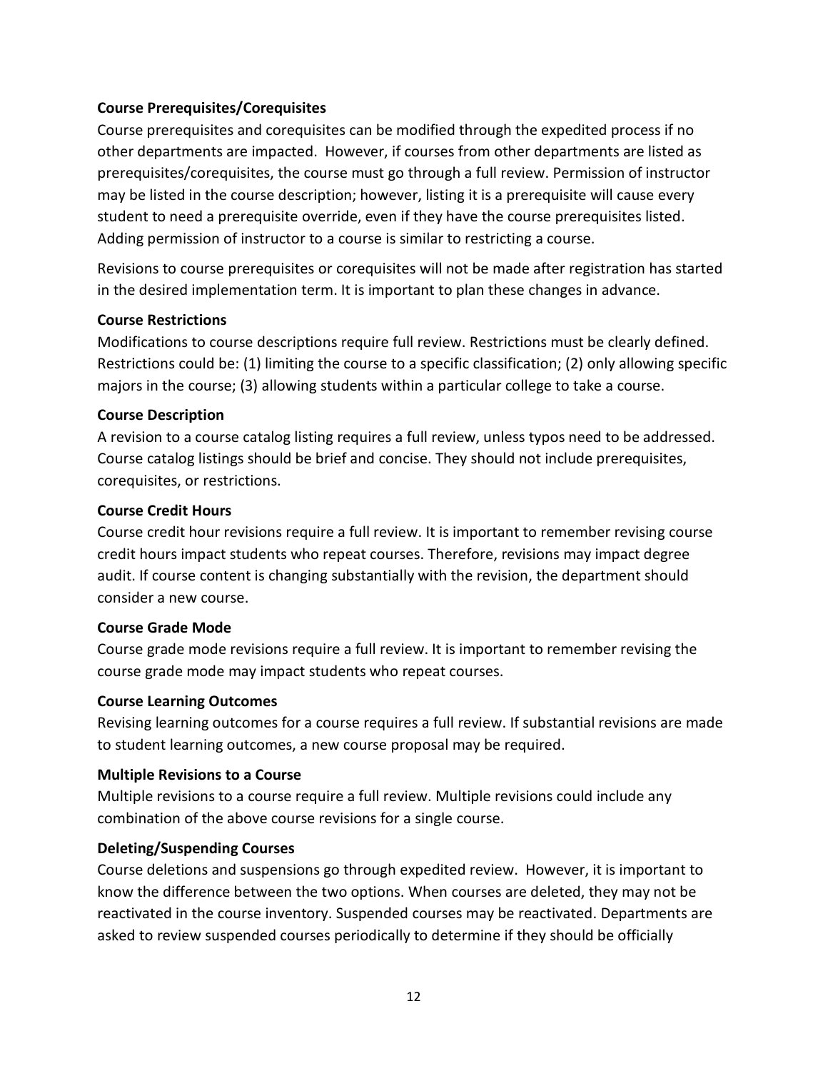**Course Prerequisites/Corequisites**

Course prerequisites and corequisites can be modified through the expedited process if no other departments are impacted. However, if courses from other departments are listed as prerequisites/corequisites, the course must go through a full review. Permission of instructor may be listed in the course description; however, listing it is a prerequisite will cause every student to need a prerequisite override, even if they have the course prerequisites listed. Adding permission of instructor to a course is similar to restricting a course.

Revisions to course prerequisites or corequisites will not be made after registration has started in the desired implementation term. It is important to plan these changes in advance.

**Course Restrictions**

Modifications to course descriptions require full review. Restrictions must be clearly defined. Restrictions could be: (1) limiting the course to a specific classification; (2) only allowing specific majors in the course; (3) allowing students within a particular college to take a course.

**Course Description**

A revision to a course catalog listing requires a full review, unless typos need to be addressed. Course catalog listings should be brief and concise. They should not include prerequisites, corequisites, or restrictions.

**Course Credit Hours**

Course credit hour revisions require a full review. It is important to remember revising course credit hours impact students who repeat courses. Therefore, revisions may impact degree audit. If course content is changing substantially with the revision, the department should consider a new course.

**Course Grade Mode**

Course grade mode revisions require a full review. It is important to remember revising the course grade mode may impact students who repeat courses.

**Course Learning Outcomes**

Revising learning outcomes for a course requires a full review. If substantial revisions are made to student learning outcomes, a new course proposal may be required.

**Multiple Revisions to a Course**

Multiple revisions to a course require a full review. Multiple revisions could include any combination of the above course revisions for a single course.

**Deleting/Suspending Courses**

Course deletions and suspensions go through expedited review. However, it is important to know the difference between the two options. When courses are deleted, they may not be reactivated in the course inventory. Suspended courses may be reactivated. Departments are asked to review suspended courses periodically to determine if they should be officially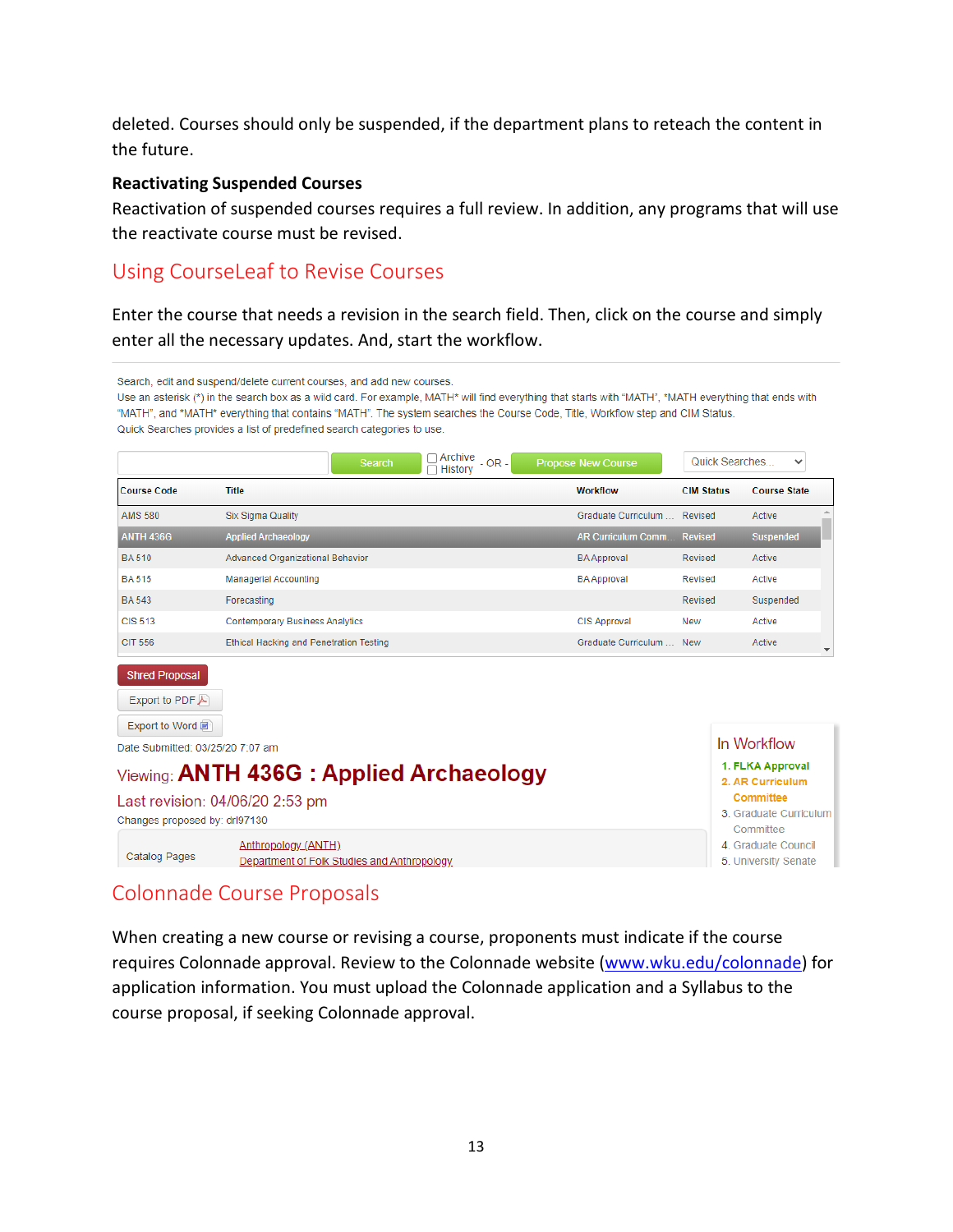deleted. Courses should only be suspended, if the department plans to reteach the content in the future.

**Reactivating Suspended Courses**

Reactivation of suspended courses requires a full review. In addition, any programs that will use the reactivate course must be revised.

## Using CourseLeaf to Revise Courses

Enter the course that needs a revision in the search field. Then, click on the course and simply enter all the necessary updates. And, start the workflow.

Search, edit and suspend/delete current courses, and add new courses.
Use an asterisk (*) in the search box as a wild card. For example, MATH* will find everything that starts with "MATH", *MATH everything that ends with "MATH", and *MATH* everything that contains "MATH". The system searches the Course Code, Title, Workflow step and CIM Status.
Quick Searches provides a list of predefined search categories to use.

Search | Archive History - OR - Propose New Course | Quick Searches...

| Course Code | Title | Workflow | CIM Status | Course State |
|---|---|---|---|---|
| AMS 580 | Six Sigma Quality | Graduate Curriculum ... | Revised | Active |
| ANTH 436G | Applied Archaeology | AR Curriculum Comm... | Revised | Suspended |
| BA 510 | Advanced Organizational Behavior | BA Approval | Revised | Active |
| BA 515 | Managerial Accounting | BA Approval | Revised | Active |
| BA 543 | Forecasting | | Revised | Suspended |
| CIS 513 | Contemporary Business Analytics | CIS Approval | New | Active |
| CIT 556 | Ethical Hacking and Penetration Testing | Graduate Curriculum ... | New | Active |

Shred Proposal
Export to PDF
Export to Word

Date Submitted: 03/25/20 7:07 am

Viewing: **ANTH 436G : Applied Archaeology**

Last revision: 04/06/20 2:53 pm

Changes proposed by: drl97130

Catalog Pages: Anthropology (ANTH), Department of Folk Studies and Anthropology

In Workflow
1. FLKA Approval
2. AR Curriculum Committee
3. Graduate Curriculum Committee
4. Graduate Council
5. University Senate

## Colonnade Course Proposals

When creating a new course or revising a course, proponents must indicate if the course requires Colonnade approval. Review to the Colonnade website (www.wku.edu/colonnade) for application information. You must upload the Colonnade application and a Syllabus to the course proposal, if seeking Colonnade approval.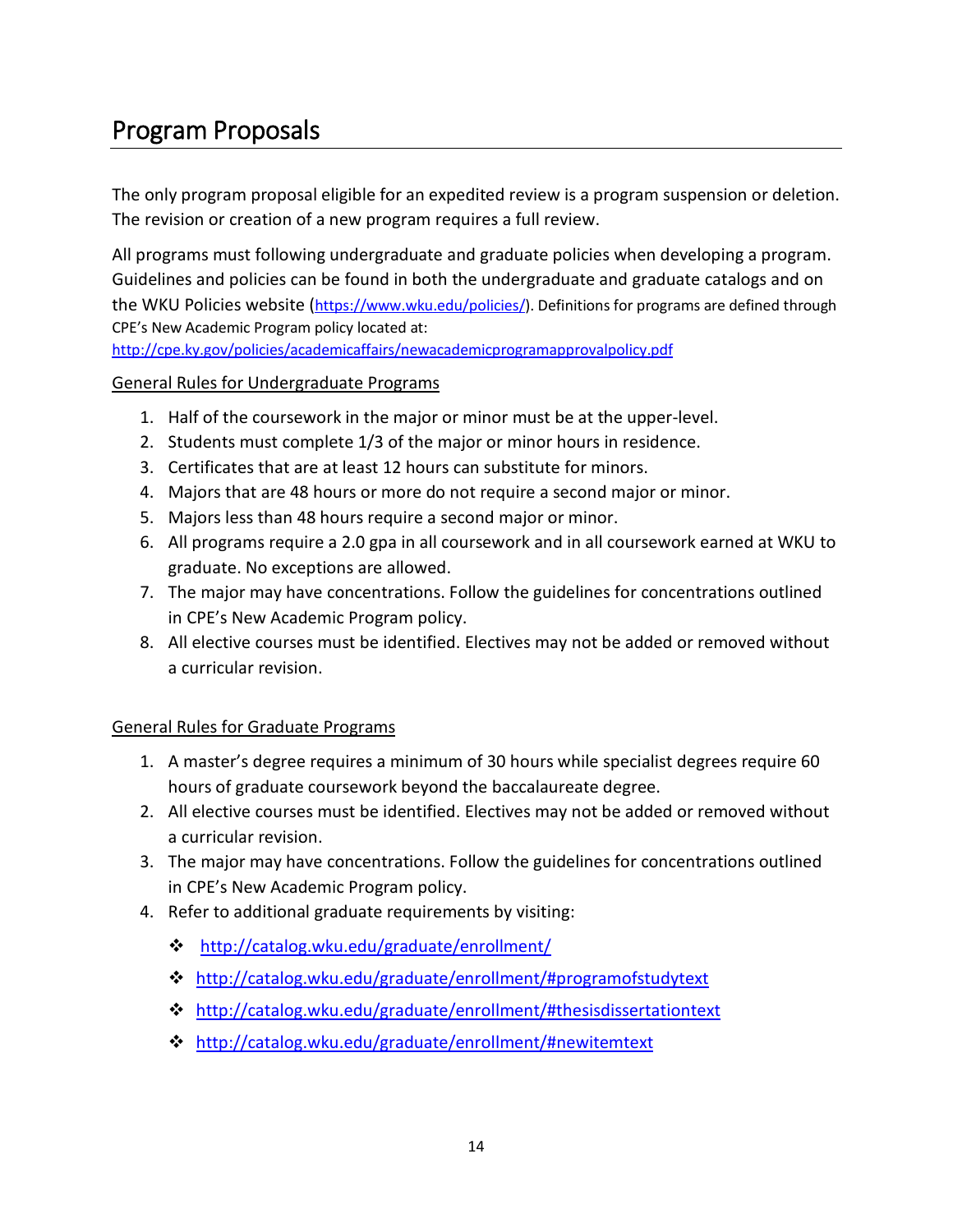# Program Proposals

The only program proposal eligible for an expedited review is a program suspension or deletion. The revision or creation of a new program requires a full review.

All programs must following undergraduate and graduate policies when developing a program. Guidelines and policies can be found in both the undergraduate and graduate catalogs and on the WKU Policies website (https://www.wku.edu/policies/). Definitions for programs are defined through CPE's New Academic Program policy located at: http://cpe.ky.gov/policies/academicaffairs/newacademicprogramapprovalpolicy.pdf

<u>General Rules for Undergraduate Programs</u>

1. Half of the coursework in the major or minor must be at the upper-level.
2. Students must complete 1/3 of the major or minor hours in residence.
3. Certificates that are at least 12 hours can substitute for minors.
4. Majors that are 48 hours or more do not require a second major or minor.
5. Majors less than 48 hours require a second major or minor.
6. All programs require a 2.0 gpa in all coursework and in all coursework earned at WKU to graduate. No exceptions are allowed.
7. The major may have concentrations. Follow the guidelines for concentrations outlined in CPE's New Academic Program policy.
8. All elective courses must be identified. Electives may not be added or removed without a curricular revision.

<u>General Rules for Graduate Programs</u>

1. A master's degree requires a minimum of 30 hours while specialist degrees require 60 hours of graduate coursework beyond the baccalaureate degree.
2. All elective courses must be identified. Electives may not be added or removed without a curricular revision.
3. The major may have concentrations. Follow the guidelines for concentrations outlined in CPE's New Academic Program policy.
4. Refer to additional graduate requirements by visiting:
    - http://catalog.wku.edu/graduate/enrollment/
    - http://catalog.wku.edu/graduate/enrollment/#programofstudytext
    - http://catalog.wku.edu/graduate/enrollment/#thesisdissertationtext
    - http://catalog.wku.edu/graduate/enrollment/#newitemtext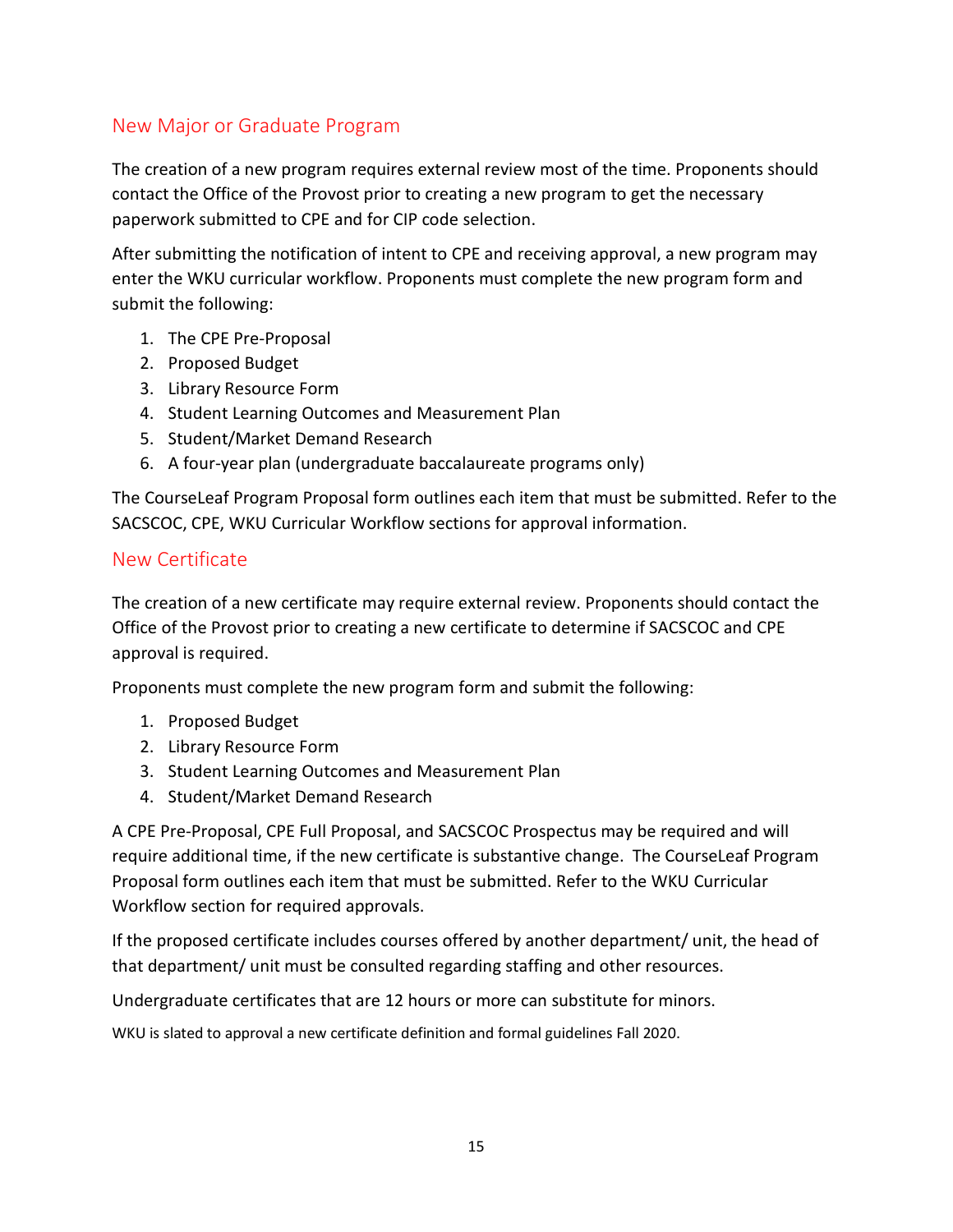## New Major or Graduate Program

The creation of a new program requires external review most of the time. Proponents should contact the Office of the Provost prior to creating a new program to get the necessary paperwork submitted to CPE and for CIP code selection.

After submitting the notification of intent to CPE and receiving approval, a new program may enter the WKU curricular workflow. Proponents must complete the new program form and submit the following:

1. The CPE Pre-Proposal
2. Proposed Budget
3. Library Resource Form
4. Student Learning Outcomes and Measurement Plan
5. Student/Market Demand Research
6. A four-year plan (undergraduate baccalaureate programs only)

The CourseLeaf Program Proposal form outlines each item that must be submitted. Refer to the SACSCOC, CPE, WKU Curricular Workflow sections for approval information.

## New Certificate

The creation of a new certificate may require external review. Proponents should contact the Office of the Provost prior to creating a new certificate to determine if SACSCOC and CPE approval is required.

Proponents must complete the new program form and submit the following:

1. Proposed Budget
2. Library Resource Form
3. Student Learning Outcomes and Measurement Plan
4. Student/Market Demand Research

A CPE Pre-Proposal, CPE Full Proposal, and SACSCOC Prospectus may be required and will require additional time, if the new certificate is substantive change. The CourseLeaf Program Proposal form outlines each item that must be submitted. Refer to the WKU Curricular Workflow section for required approvals.

If the proposed certificate includes courses offered by another department/ unit, the head of that department/ unit must be consulted regarding staffing and other resources.

Undergraduate certificates that are 12 hours or more can substitute for minors.

WKU is slated to approval a new certificate definition and formal guidelines Fall 2020.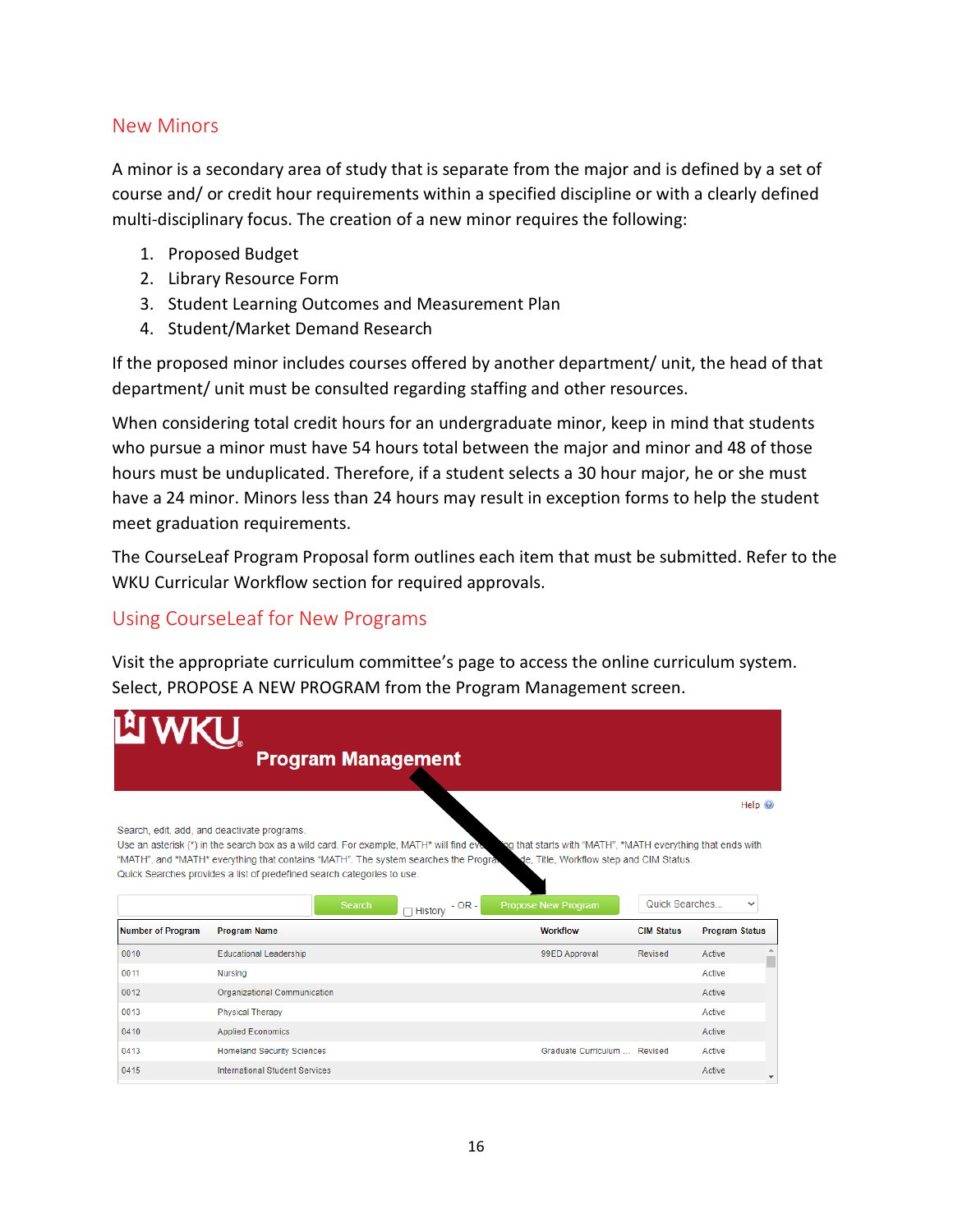## New Minors

A minor is a secondary area of study that is separate from the major and is defined by a set of course and/ or credit hour requirements within a specified discipline or with a clearly defined multi-disciplinary focus. The creation of a new minor requires the following:

1. Proposed Budget
2. Library Resource Form
3. Student Learning Outcomes and Measurement Plan
4. Student/Market Demand Research

If the proposed minor includes courses offered by another department/ unit, the head of that department/ unit must be consulted regarding staffing and other resources.

When considering total credit hours for an undergraduate minor, keep in mind that students who pursue a minor must have 54 hours total between the major and minor and 48 of those hours must be unduplicated. Therefore, if a student selects a 30 hour major, he or she must have a 24 minor. Minors less than 24 hours may result in exception forms to help the student meet graduation requirements.

The CourseLeaf Program Proposal form outlines each item that must be submitted. Refer to the WKU Curricular Workflow section for required approvals.

## Using CourseLeaf for New Programs

Visit the appropriate curriculum committee's page to access the online curriculum system. Select, PROPOSE A NEW PROGRAM from the Program Management screen.

**WKU Program Management**

Help

Search, edit, add, and deactivate programs.
Use an asterisk (*) in the search box as a wild card. For example, MATH* will find everything that starts with "MATH", *MATH everything that ends with "MATH", and *MATH* everything that contains "MATH". The system searches the Program Code, Title, Workflow step and CIM Status.
Quick Searches provides a list of predefined search categories to use.

Search | History - OR - | Propose New Program | Quick Searches...

| Number of Program | Program Name | Workflow | CIM Status | Program Status |
|---|---|---|---|---|
| 0010 | Educational Leadership | 99ED Approval | Revised | Active |
| 0011 | Nursing | | | Active |
| 0012 | Organizational Communication | | | Active |
| 0013 | Physical Therapy | | | Active |
| 0410 | Applied Economics | | | Active |
| 0413 | Homeland Security Sciences | Graduate Curriculum ... | Revised | Active |
| 0415 | International Student Services | | | Active |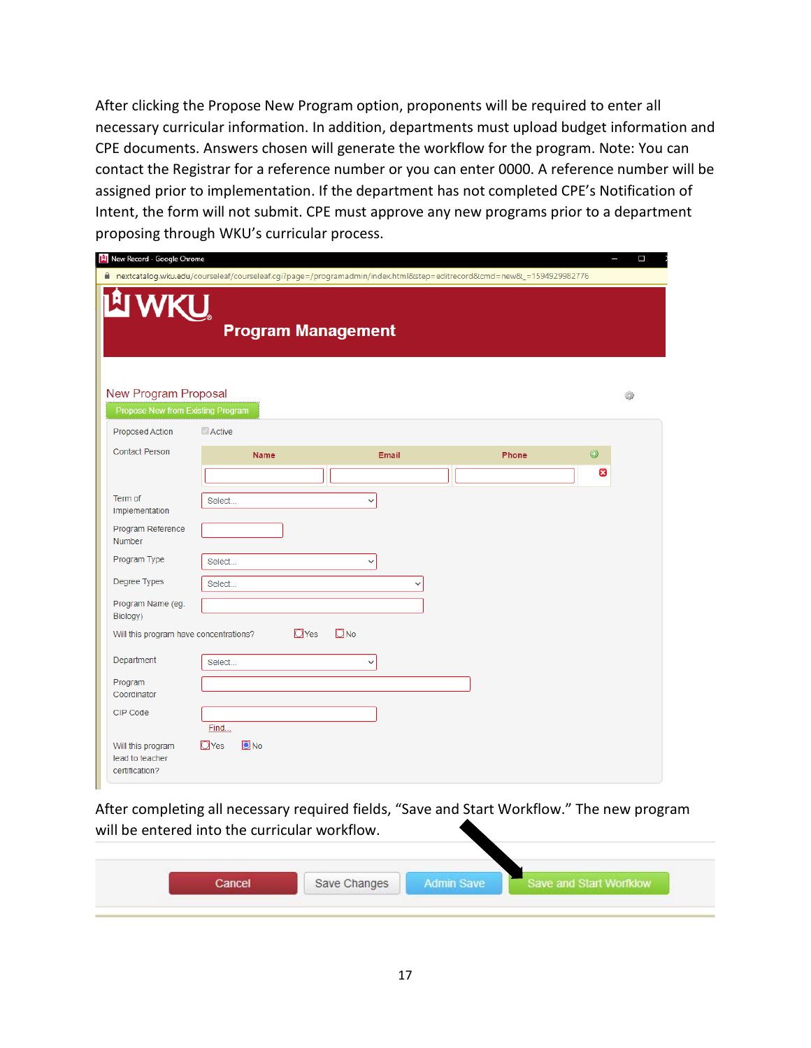After clicking the Propose New Program option, proponents will be required to enter all necessary curricular information. In addition, departments must upload budget information and CPE documents. Answers chosen will generate the workflow for the program. Note: You can contact the Registrar for a reference number or you can enter 0000. A reference number will be assigned prior to implementation. If the department has not completed CPE's Notification of Intent, the form will not submit. CPE must approve any new programs prior to a department proposing through WKU's curricular process.

After completing all necessary required fields, "Save and Start Workflow." The new program will be entered into the curricular workflow.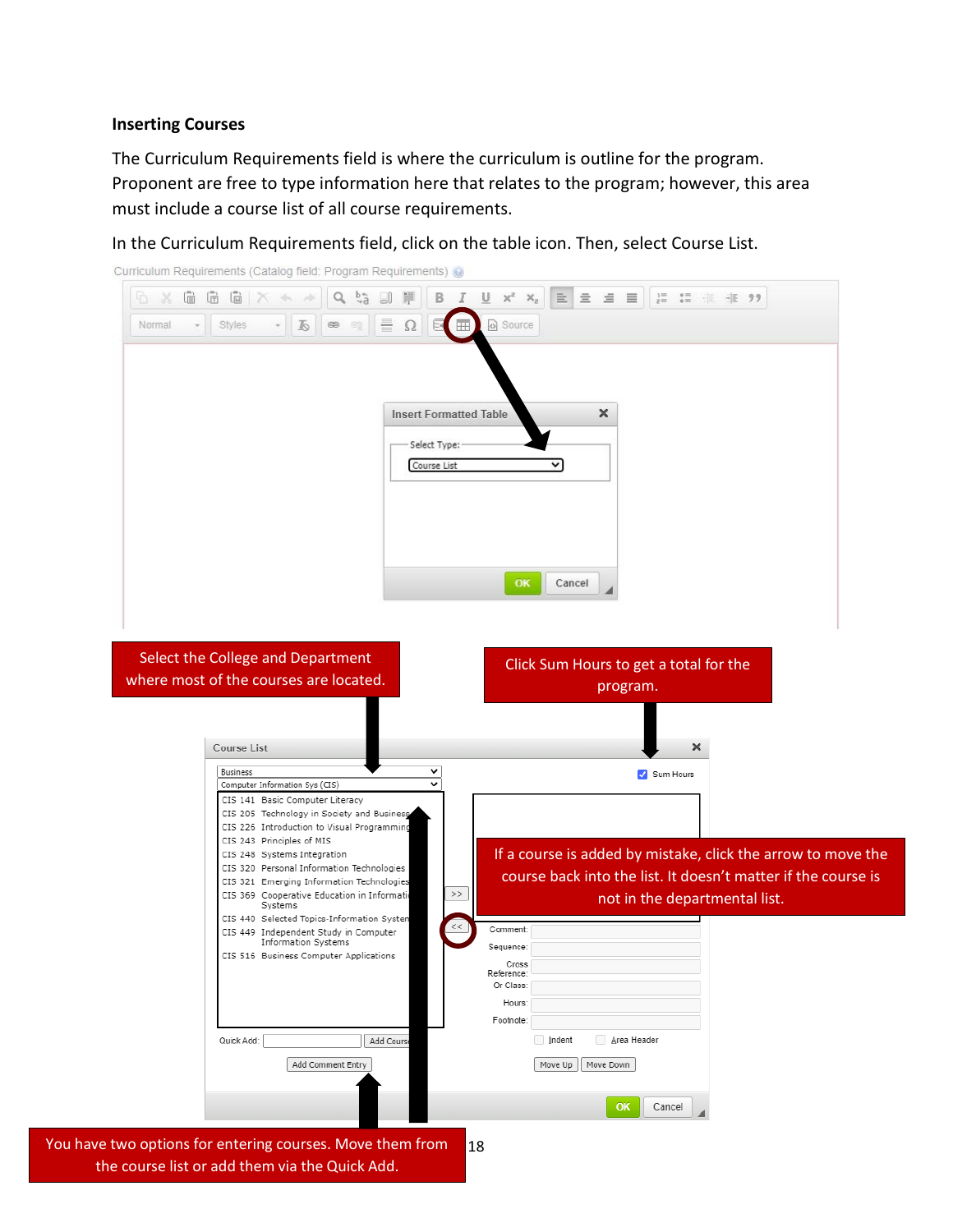### Inserting Courses

The Curriculum Requirements field is where the curriculum is outline for the program. Proponent are free to type information here that relates to the program; however, this area must include a course list of all course requirements.

In the Curriculum Requirements field, click on the table icon. Then, select Course List.

Curriculum Requirements (Catalog field: Program Requirements)

Insert Formatted Table

Select Type: Course List

OK Cancel

Select the College and Department where most of the courses are located.

Click Sum Hours to get a total for the program.

Course List

Business

Computer Information Sys (CIS)

Sum Hours

CIS 141 Basic Computer Literacy
CIS 205 Technology in Society and Business
CIS 226 Introduction to Visual Programming
CIS 243 Principles of MIS
CIS 248 Systems Integration
CIS 320 Personal Information Technologies
CIS 321 Emerging Information Technologies
CIS 369 Cooperative Education in Information Systems
CIS 440 Selected Topics-Information Systems
CIS 449 Independent Study in Computer Information Systems
CIS 516 Business Computer Applications

If a course is added by mistake, click the arrow to move the course back into the list. It doesn't matter if the course is not in the departmental list.

Comment:
Sequence:
Cross Reference:
Or Class:
Hours:
Footnote:

Indent    Area Header

Quick Add: Add Course

Add Comment Entry

Move Up    Move Down

OK Cancel

You have two options for entering courses. Move them from the course list or add them via the Quick Add.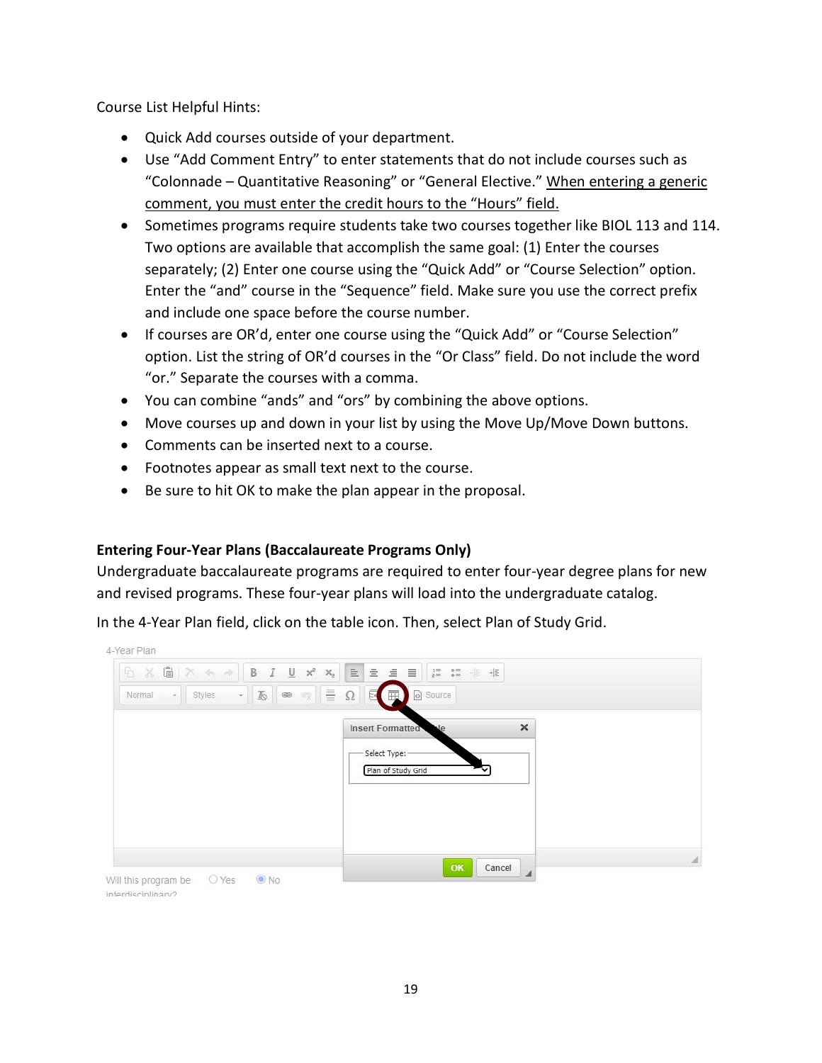Course List Helpful Hints:

- Quick Add courses outside of your department.
- Use “Add Comment Entry” to enter statements that do not include courses such as “Colonnade – Quantitative Reasoning” or “General Elective.” When entering a generic comment, you must enter the credit hours to the “Hours” field.
- Sometimes programs require students take two courses together like BIOL 113 and 114. Two options are available that accomplish the same goal: (1) Enter the courses separately; (2) Enter one course using the “Quick Add” or “Course Selection” option. Enter the “and” course in the “Sequence” field. Make sure you use the correct prefix and include one space before the course number.
- If courses are OR’d, enter one course using the “Quick Add” or “Course Selection” option. List the string of OR’d courses in the “Or Class” field. Do not include the word “or.” Separate the courses with a comma.
- You can combine “ands” and “ors” by combining the above options.
- Move courses up and down in your list by using the Move Up/Move Down buttons.
- Comments can be inserted next to a course.
- Footnotes appear as small text next to the course.
- Be sure to hit OK to make the plan appear in the proposal.

**Entering Four-Year Plans (Baccalaureate Programs Only)**

Undergraduate baccalaureate programs are required to enter four-year degree plans for new and revised programs. These four-year plans will load into the undergraduate catalog.

In the 4-Year Plan field, click on the table icon. Then, select Plan of Study Grid.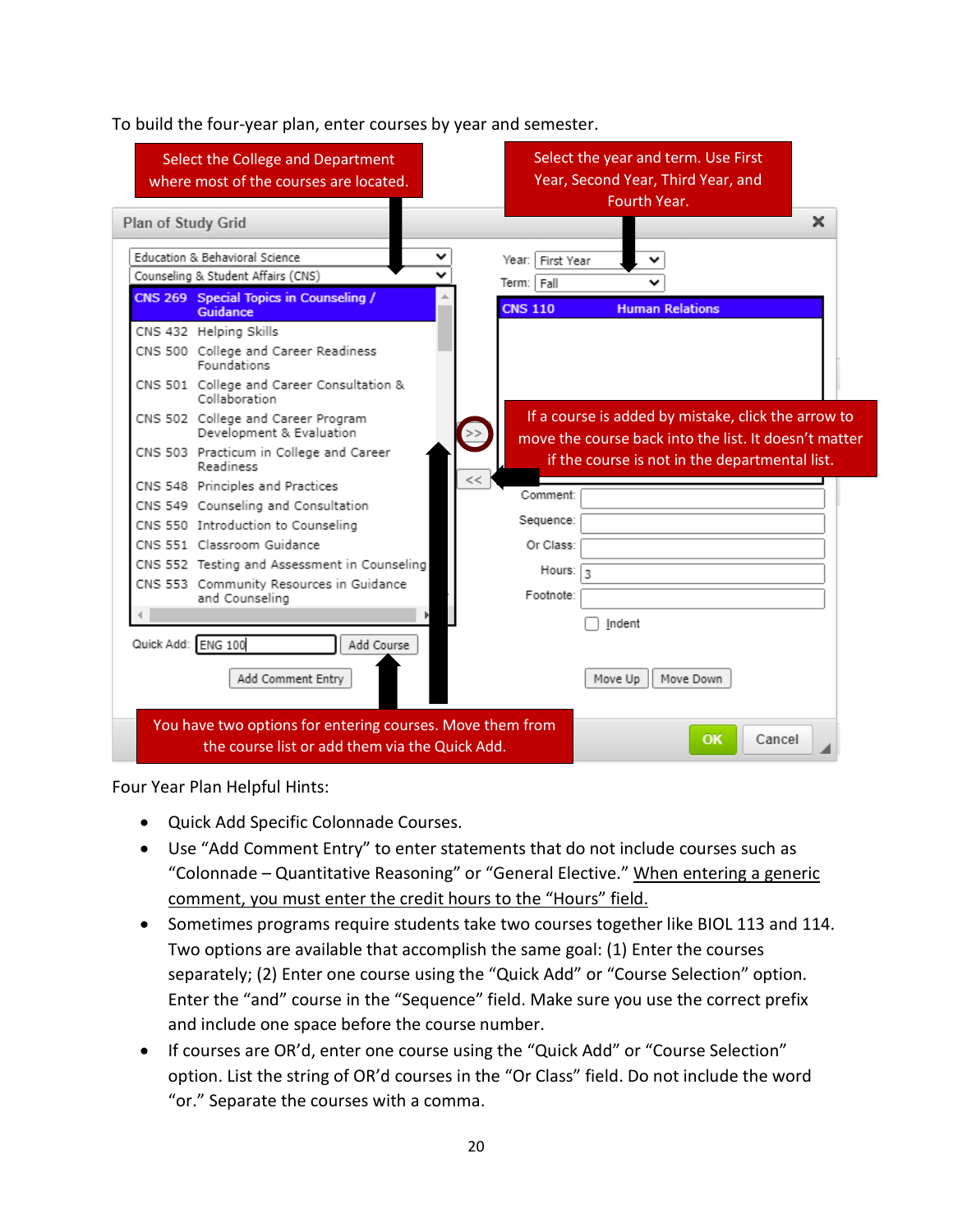To build the four-year plan, enter courses by year and semester.

Select the College and Department where most of the courses are located.

Select the year and term. Use First Year, Second Year, Third Year, and Fourth Year.

If a course is added by mistake, click the arrow to move the course back into the list. It doesn't matter if the course is not in the departmental list.

You have two options for entering courses. Move them from the course list or add them via the Quick Add.

Four Year Plan Helpful Hints:

- Quick Add Specific Colonnade Courses.
- Use "Add Comment Entry" to enter statements that do not include courses such as "Colonnade – Quantitative Reasoning" or "General Elective." When entering a generic comment, you must enter the credit hours to the "Hours" field.
- Sometimes programs require students take two courses together like BIOL 113 and 114. Two options are available that accomplish the same goal: (1) Enter the courses separately; (2) Enter one course using the "Quick Add" or "Course Selection" option. Enter the "and" course in the "Sequence" field. Make sure you use the correct prefix and include one space before the course number.
- If courses are OR'd, enter one course using the "Quick Add" or "Course Selection" option. List the string of OR'd courses in the "Or Class" field. Do not include the word "or." Separate the courses with a comma.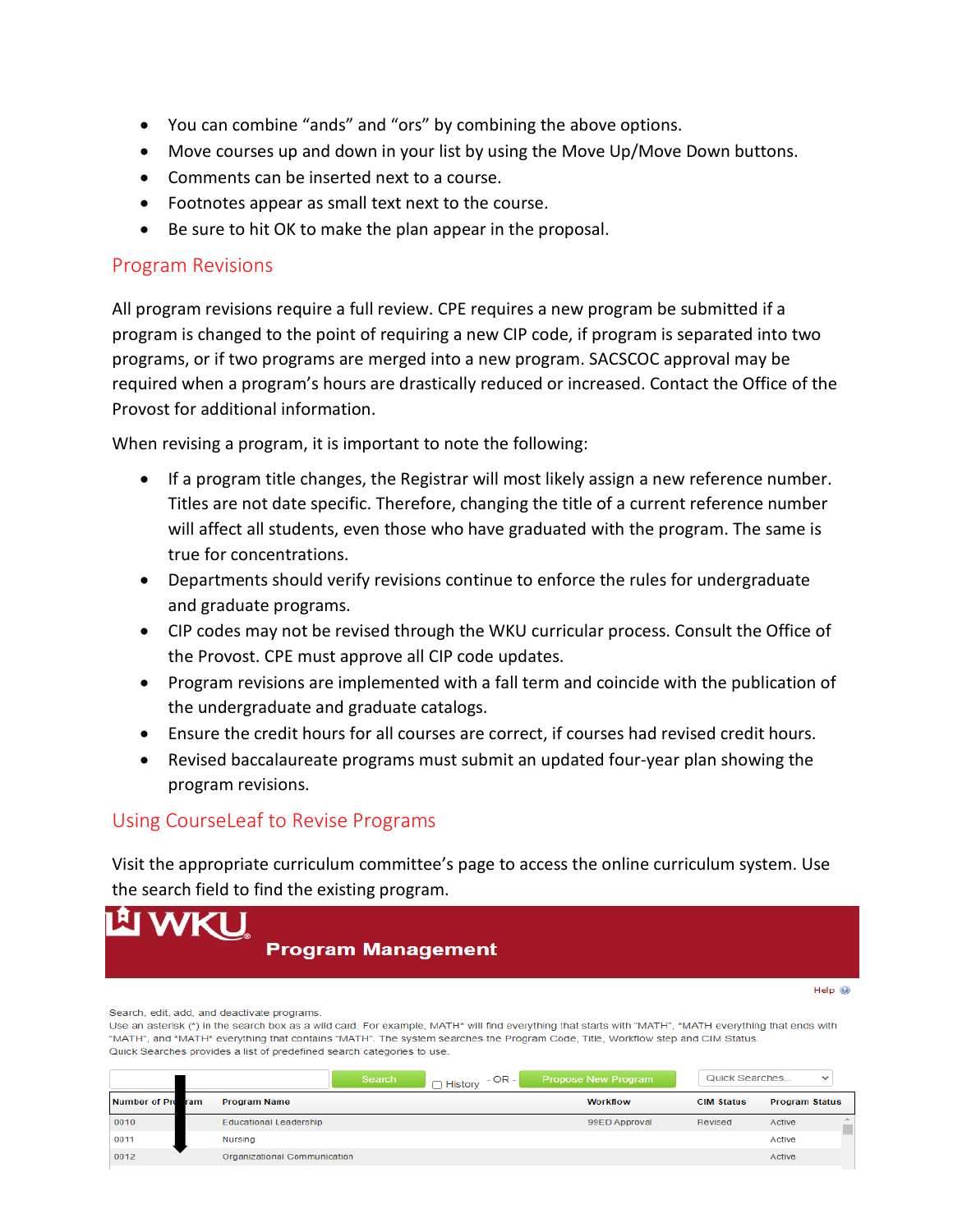- You can combine "ands" and "ors" by combining the above options.
- Move courses up and down in your list by using the Move Up/Move Down buttons.
- Comments can be inserted next to a course.
- Footnotes appear as small text next to the course.
- Be sure to hit OK to make the plan appear in the proposal.

## Program Revisions

All program revisions require a full review. CPE requires a new program be submitted if a program is changed to the point of requiring a new CIP code, if program is separated into two programs, or if two programs are merged into a new program. SACSCOC approval may be required when a program's hours are drastically reduced or increased. Contact the Office of the Provost for additional information.

When revising a program, it is important to note the following:

- If a program title changes, the Registrar will most likely assign a new reference number. Titles are not date specific. Therefore, changing the title of a current reference number will affect all students, even those who have graduated with the program. The same is true for concentrations.
- Departments should verify revisions continue to enforce the rules for undergraduate and graduate programs.
- CIP codes may not be revised through the WKU curricular process. Consult the Office of the Provost. CPE must approve all CIP code updates.
- Program revisions are implemented with a fall term and coincide with the publication of the undergraduate and graduate catalogs.
- Ensure the credit hours for all courses are correct, if courses had revised credit hours.
- Revised baccalaureate programs must submit an updated four-year plan showing the program revisions.

## Using CourseLeaf to Revise Programs

Visit the appropriate curriculum committee's page to access the online curriculum system. Use the search field to find the existing program.

**WKU Program Management**

Help

Search, edit, add, and deactivate programs.
Use an asterisk (*) in the search box as a wild card. For example, MATH* will find everything that starts with "MATH", *MATH everything that ends with "MATH", and *MATH* everything that contains "MATH". The system searches the Program Code, Title, Workflow step and CIM Status.
Quick Searches provides a list of predefined search categories to use.

Search | History - OR - Propose New Program | Quick Searches...

| Number of Program | Program Name | Workflow | CIM Status | Program Status |
|---|---|---|---|---|
| 0010 | Educational Leadership | 99ED Approval | Revised | Active |
| 0011 | Nursing | | | Active |
| 0012 | Organizational Communication | | | Active |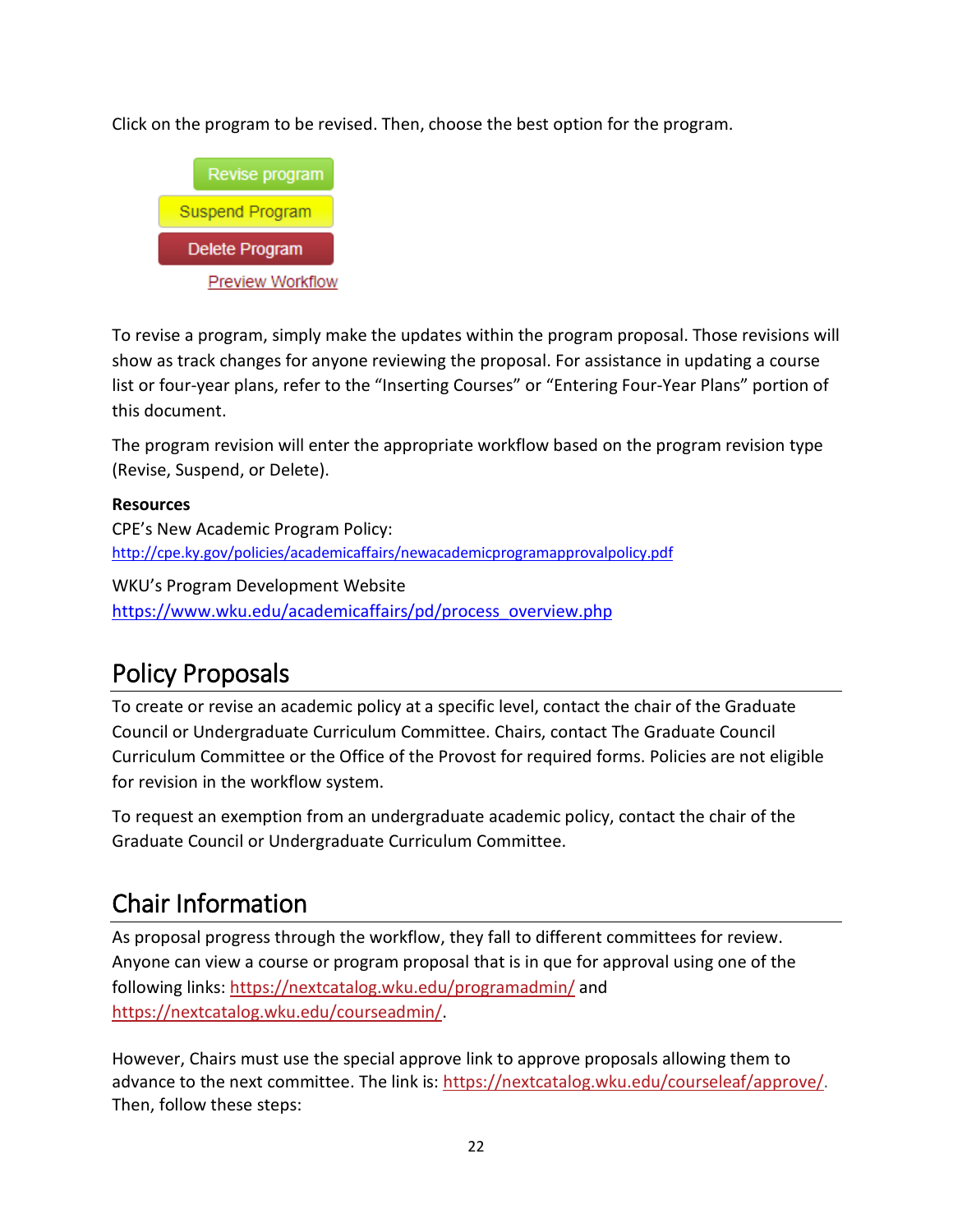Click on the program to be revised. Then, choose the best option for the program.

Revise program

Suspend Program

Delete Program

Preview Workflow

To revise a program, simply make the updates within the program proposal. Those revisions will show as track changes for anyone reviewing the proposal. For assistance in updating a course list or four-year plans, refer to the "Inserting Courses" or "Entering Four-Year Plans" portion of this document.

The program revision will enter the appropriate workflow based on the program revision type (Revise, Suspend, or Delete).

**Resources**

CPE's New Academic Program Policy:
http://cpe.ky.gov/policies/academicaffairs/newacademicprogramapprovalpolicy.pdf

WKU's Program Development Website
https://www.wku.edu/academicaffairs/pd/process_overview.php

## Policy Proposals

To create or revise an academic policy at a specific level, contact the chair of the Graduate Council or Undergraduate Curriculum Committee. Chairs, contact The Graduate Council Curriculum Committee or the Office of the Provost for required forms. Policies are not eligible for revision in the workflow system.

To request an exemption from an undergraduate academic policy, contact the chair of the Graduate Council or Undergraduate Curriculum Committee.

## Chair Information

As proposal progress through the workflow, they fall to different committees for review. Anyone can view a course or program proposal that is in que for approval using one of the following links: https://nextcatalog.wku.edu/programadmin/ and https://nextcatalog.wku.edu/courseadmin/.

However, Chairs must use the special approve link to approve proposals allowing them to advance to the next committee. The link is: https://nextcatalog.wku.edu/courseleaf/approve/. Then, follow these steps: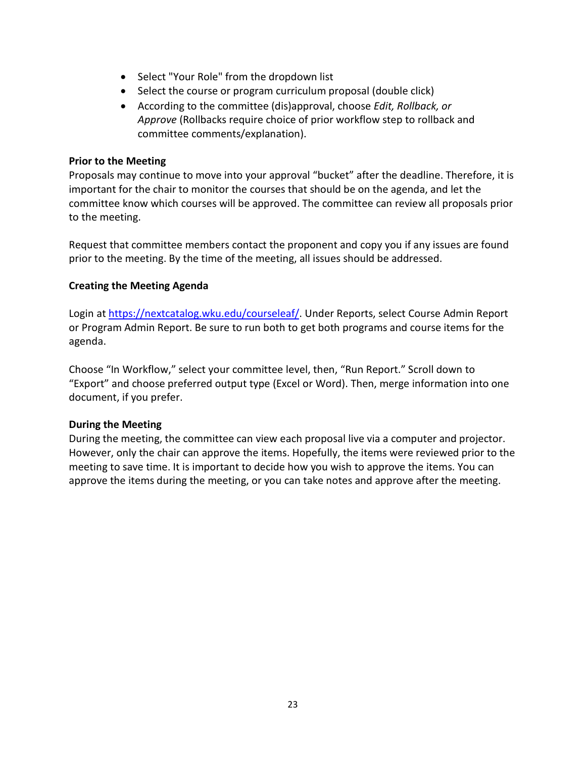- Select "Your Role" from the dropdown list
- Select the course or program curriculum proposal (double click)
- According to the committee (dis)approval, choose *Edit, Rollback, or Approve* (Rollbacks require choice of prior workflow step to rollback and committee comments/explanation).

**Prior to the Meeting**

Proposals may continue to move into your approval “bucket” after the deadline. Therefore, it is important for the chair to monitor the courses that should be on the agenda, and let the committee know which courses will be approved. The committee can review all proposals prior to the meeting.

Request that committee members contact the proponent and copy you if any issues are found prior to the meeting. By the time of the meeting, all issues should be addressed.

**Creating the Meeting Agenda**

Login at [https://nextcatalog.wku.edu/courseleaf/](https://nextcatalog.wku.edu/courseleaf/). Under Reports, select Course Admin Report or Program Admin Report. Be sure to run both to get both programs and course items for the agenda.

Choose “In Workflow,” select your committee level, then, “Run Report.” Scroll down to “Export” and choose preferred output type (Excel or Word). Then, merge information into one document, if you prefer.

**During the Meeting**

During the meeting, the committee can view each proposal live via a computer and projector. However, only the chair can approve the items. Hopefully, the items were reviewed prior to the meeting to save time. It is important to decide how you wish to approve the items. You can approve the items during the meeting, or you can take notes and approve after the meeting.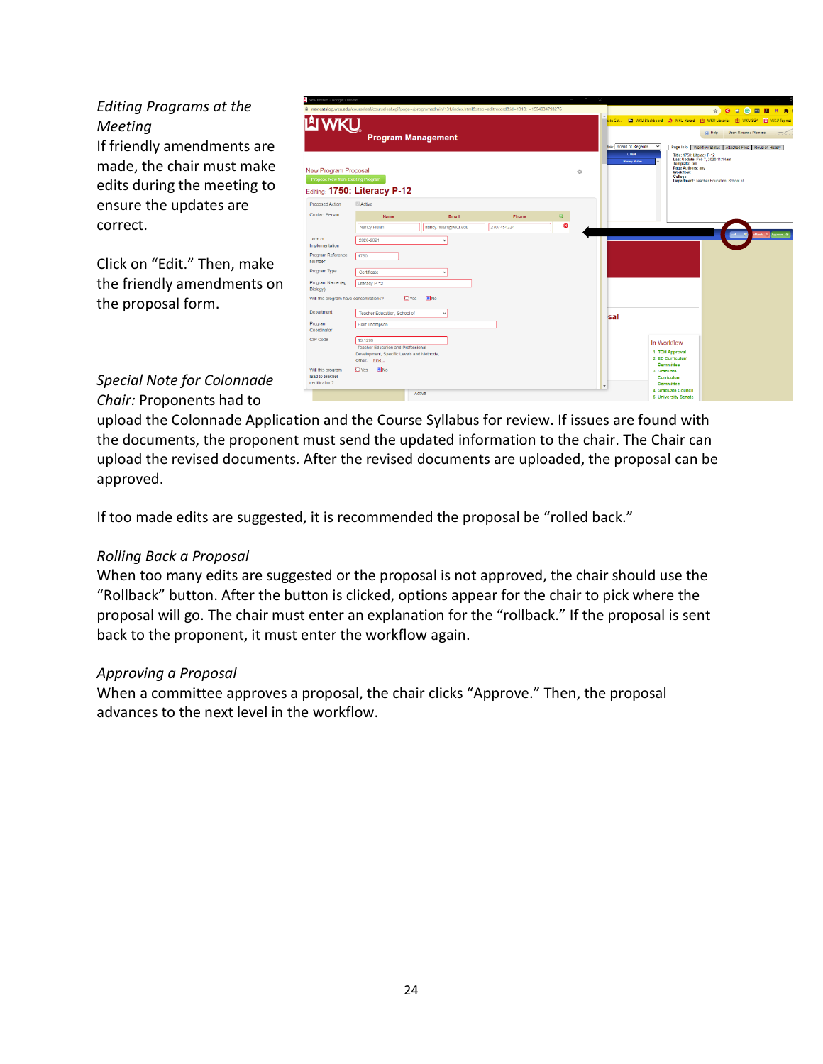*Editing Programs at the Meeting*

If friendly amendments are made, the chair must make edits during the meeting to ensure the updates are correct.

Click on "Edit." Then, make the friendly amendments on the proposal form.

*Special Note for Colonnade Chair:* Proponents had to upload the Colonnade Application and the Course Syllabus for review. If issues are found with the documents, the proponent must send the updated information to the chair. The Chair can upload the revised documents. After the revised documents are uploaded, the proposal can be approved.

If too made edits are suggested, it is recommended the proposal be "rolled back."

*Rolling Back a Proposal*

When too many edits are suggested or the proposal is not approved, the chair should use the "Rollback" button. After the button is clicked, options appear for the chair to pick where the proposal will go. The chair must enter an explanation for the "rollback." If the proposal is sent back to the proponent, it must enter the workflow again.

*Approving a Proposal*

When a committee approves a proposal, the chair clicks "Approve." Then, the proposal advances to the next level in the workflow.